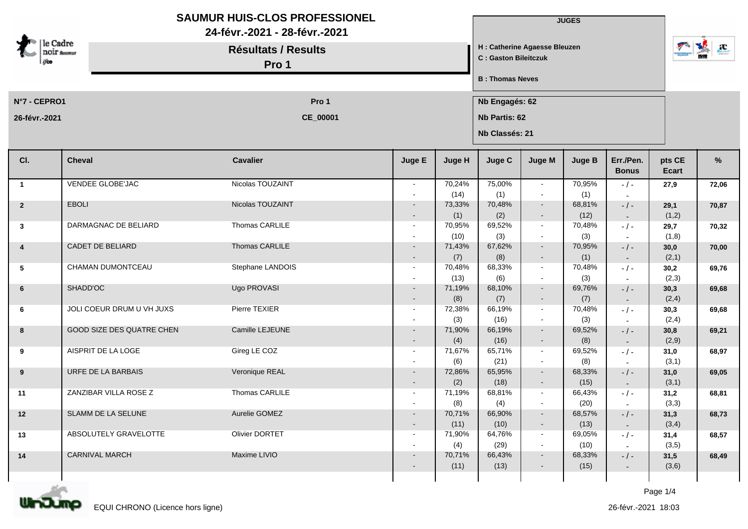# SAUMUR HUIS-CLOS PROFESSIONEL

**24-févr.-2021 - 28-févr.-2021**

## Résultats / Results

## Pro 1

**JUGES**

**H : Catherine Agaesse Bleuzen**
**C : Gaston Bileitczuk**

**B : Thomas Neves**

**N°7 - CEPRO1** | **Pro 1**
**26-févr.-2021** | **CE_00001**

**Nb Engagés: 62**
**Nb Partis: 62**
**Nb Classés: 21**

| Cl. | Cheval | Cavalier | Juge E | Juge H | Juge C | Juge M | Juge B | Err./Pen. Bonus | pts CE Ecart | % |
|---|---|---|---|---|---|---|---|---|---|---|
| 1 | VENDEE GLOBE'JAC | Nicolas TOUZAINT | - / - | 70,24% (14) | 75,00% (1) | - / - | 70,95% (1) | - / - / - | 27,9 | 72,06 |
| 2 | EBOLI | Nicolas TOUZAINT | - / - | 73,33% (1) | 70,48% (2) | - / - | 68,81% (12) | - / - / - | 29,1 (1,2) | 70,87 |
| 3 | DARMAGNAC DE BELIARD | Thomas CARLILE | - / - | 70,95% (10) | 69,52% (3) | - / - | 70,48% (3) | - / - / - | 29,7 (1,8) | 70,32 |
| 4 | CADET DE BELIARD | Thomas CARLILE | - / - | 71,43% (7) | 67,62% (8) | - / - | 70,95% (1) | - / - / - | 30,0 (2,1) | 70,00 |
| 5 | CHAMAN DUMONTCEAU | Stephane LANDOIS | - / - | 70,48% (13) | 68,33% (6) | - / - | 70,48% (3) | - / - / - | 30,2 (2,3) | 69,76 |
| 6 | SHADD'OC | Ugo PROVASI | - / - | 71,19% (8) | 68,10% (7) | - / - | 69,76% (7) | - / - / - | 30,3 (2,4) | 69,68 |
| 6 | JOLI COEUR DRUM U VH JUXS | Pierre TEXIER | - / - | 72,38% (3) | 66,19% (16) | - / - | 70,48% (3) | - / - / - | 30,3 (2,4) | 69,68 |
| 8 | GOOD SIZE DES QUATRE CHEN | Camille LEJEUNE | - / - | 71,90% (4) | 66,19% (16) | - / - | 69,52% (8) | - / - / - | 30,8 (2,9) | 69,21 |
| 9 | AISPRIT DE LA LOGE | Gireg LE COZ | - / - | 71,67% (6) | 65,71% (21) | - / - | 69,52% (8) | - / - / - | 31,0 (3,1) | 68,97 |
| 9 | URFE DE LA BARBAIS | Veronique REAL | - / - | 72,86% (2) | 65,95% (18) | - / - | 68,33% (15) | - / - / - | 31,0 (3,1) | 69,05 |
| 11 | ZANZIBAR VILLA ROSE Z | Thomas CARLILE | - / - | 71,19% (8) | 68,81% (4) | - / - | 66,43% (20) | - / - / - | 31,2 (3,3) | 68,81 |
| 12 | SLAMM DE LA SELUNE | Aurelie GOMEZ | - / - | 70,71% (11) | 66,90% (10) | - / - | 68,57% (13) | - / - / - | 31,3 (3,4) | 68,73 |
| 13 | ABSOLUTELY GRAVELOTTE | Olivier DORTET | - / - | 71,90% (4) | 64,76% (29) | - / - | 69,05% (10) | - / - / - | 31,4 (3,5) | 68,57 |
| 14 | CARNIVAL MARCH | Maxime LIVIO | - / - | 70,71% (11) | 66,43% (13) | - / - | 68,33% (15) | - / - / - | 31,5 (3,6) | 68,49 |

EQUI CHRONO (Licence hors ligne)

26-févr.-2021 18:03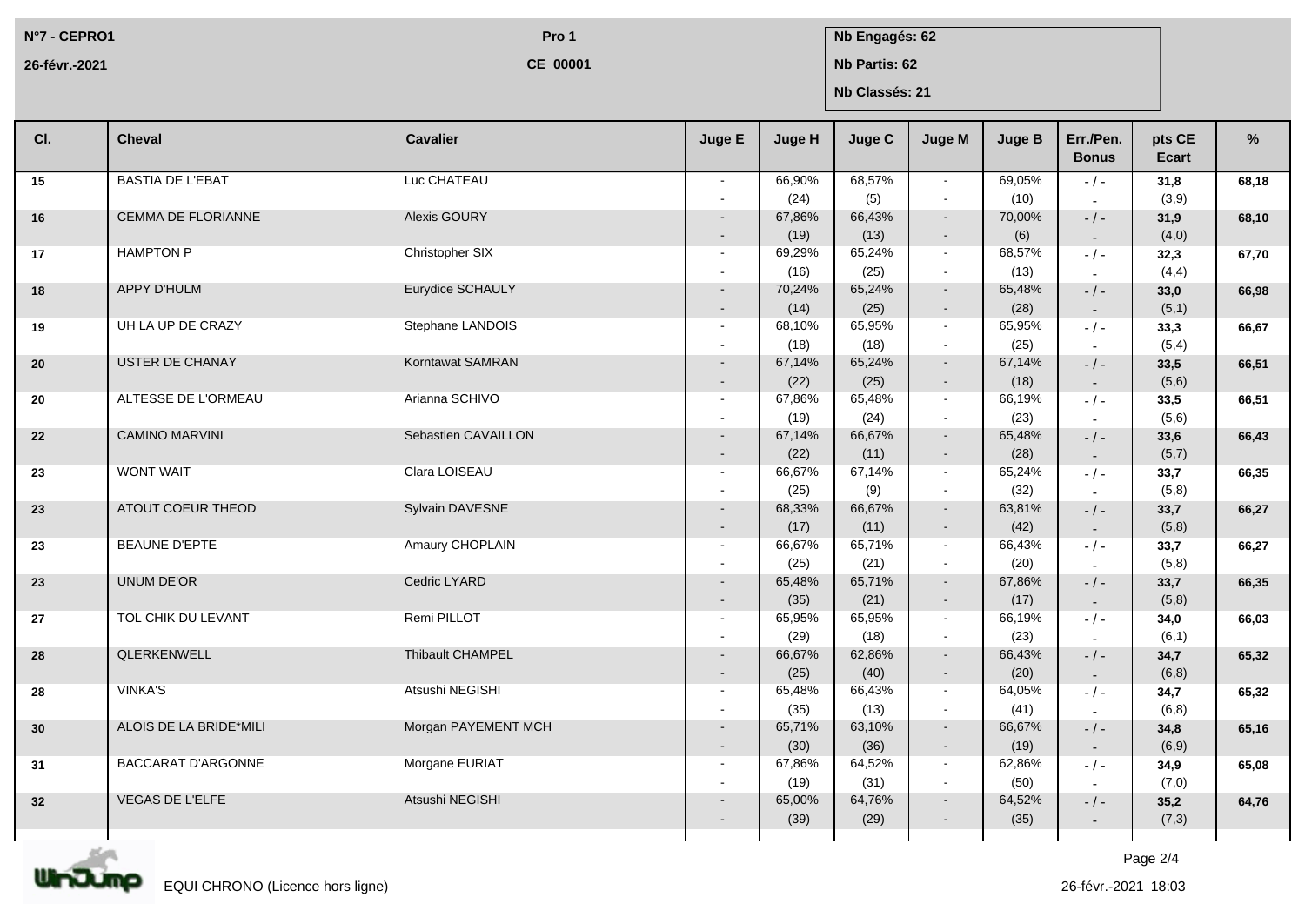N°7 - CEPRO1 | Pro 1 | Nb Engagés: 62
26-févr.-2021 | CE_00001 | Nb Partis: 62
Nb Classés: 21

| Cl. | Cheval | Cavalier | Juge E | Juge H | Juge C | Juge M | Juge B | Err./Pen. Bonus | pts CE Ecart | % |
|---|---|---|---|---|---|---|---|---|---|---|
| 15 | BASTIA DE L'EBAT | Luc CHATEAU | - - | 66,90% (24) | 68,57% (5) | - - | 69,05% (10) | - / - - | **31,8** (3,9) | **68,18** |
| 16 | CEMMA DE FLORIANNE | Alexis GOURY | - - | 67,86% (19) | 66,43% (13) | - - | 70,00% (6) | - / - - | **31,9** (4,0) | **68,10** |
| 17 | HAMPTON P | Christopher SIX | - - | 69,29% (16) | 65,24% (25) | - - | 68,57% (13) | - / - - | **32,3** (4,4) | **67,70** |
| 18 | APPY D'HULM | Eurydice SCHAULY | - - | 70,24% (14) | 65,24% (25) | - - | 65,48% (28) | - / - - | **33,0** (5,1) | **66,98** |
| 19 | UH LA UP DE CRAZY | Stephane LANDOIS | - - | 68,10% (18) | 65,95% (18) | - - | 65,95% (25) | - / - - | **33,3** (5,4) | **66,67** |
| 20 | USTER DE CHANAY | Korntawat SAMRAN | - - | 67,14% (22) | 65,24% (25) | - - | 67,14% (18) | - / - - | **33,5** (5,6) | **66,51** |
| 20 | ALTESSE DE L'ORMEAU | Arianna SCHIVO | - - | 67,86% (19) | 65,48% (24) | - - | 66,19% (23) | - / - - | **33,5** (5,6) | **66,51** |
| 22 | CAMINO MARVINI | Sebastien CAVAILLON | - - | 67,14% (22) | 66,67% (11) | - - | 65,48% (28) | - / - - | **33,6** (5,7) | **66,43** |
| 23 | WONT WAIT | Clara LOISEAU | - - | 66,67% (25) | 67,14% (9) | - - | 65,24% (32) | - / - - | **33,7** (5,8) | **66,35** |
| 23 | ATOUT COEUR THEOD | Sylvain DAVESNE | - - | 68,33% (17) | 66,67% (11) | - - | 63,81% (42) | - / - - | **33,7** (5,8) | **66,27** |
| 23 | BEAUNE D'EPTE | Amaury CHOPLAIN | - - | 66,67% (25) | 65,71% (21) | - - | 66,43% (20) | - / - - | **33,7** (5,8) | **66,27** |
| 23 | UNUM DE'OR | Cedric LYARD | - - | 65,48% (35) | 65,71% (21) | - - | 67,86% (17) | - / - - | **33,7** (5,8) | **66,35** |
| 27 | TOL CHIK DU LEVANT | Remi PILLOT | - - | 65,95% (29) | 65,95% (18) | - - | 66,19% (23) | - / - - | **34,0** (6,1) | **66,03** |
| 28 | QLERKENWELL | Thibault CHAMPEL | - - | 66,67% (25) | 62,86% (40) | - - | 66,43% (20) | - / - - | **34,7** (6,8) | **65,32** |
| 28 | VINKA'S | Atsushi NEGISHI | - - | 65,48% (35) | 66,43% (13) | - - | 64,05% (41) | - / - - | **34,7** (6,8) | **65,32** |
| 30 | ALOIS DE LA BRIDE*MILI | Morgan PAYEMENT MCH | - - | 65,71% (30) | 63,10% (36) | - - | 66,67% (19) | - / - - | **34,8** (6,9) | **65,16** |
| 31 | BACCARAT D'ARGONNE | Morgane EURIAT | - - | 67,86% (19) | 64,52% (31) | - - | 62,86% (50) | - / - - | **34,9** (7,0) | **65,08** |
| 32 | VEGAS DE L'ELFE | Atsushi NEGISHI | - - | 65,00% (39) | 64,76% (29) | - - | 64,52% (35) | - / - - | **35,2** (7,3) | **64,76** |

EQUI CHRONO (Licence hors ligne) — 26-févr.-2021 18:03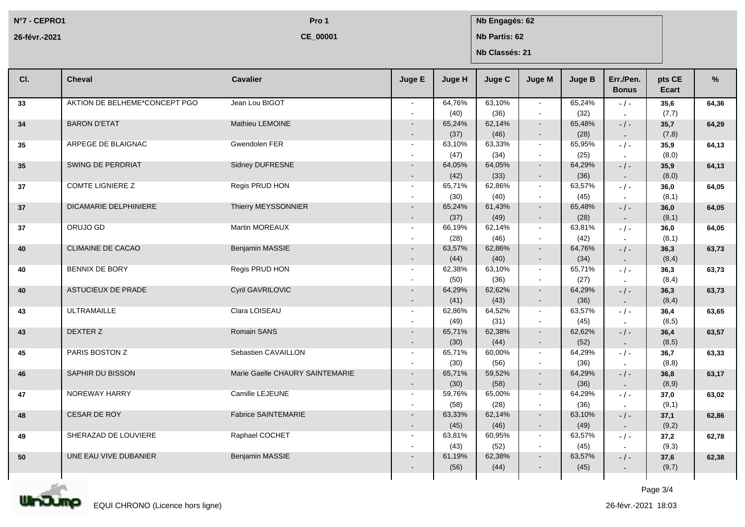**N°7 - CEPRO1** | **Pro 1** | **Nb Engagés: 62**

**26-févr.-2021** | **CE_00001** | **Nb Partis: 62**

**Nb Classés: 21**

| Cl. | Cheval | Cavalier | Juge E | Juge H | Juge C | Juge M | Juge B | Err./Pen. Bonus | pts CE Ecart | % |
|---|---|---|---|---|---|---|---|---|---|---|
| **33** | AKTION DE BELHEME*CONCEPT PGO | Jean Lou BIGOT | - <br> - | 64,76% <br> (40) | 63,10% <br> (36) | - <br> - | 65,24% <br> (32) | - / - <br> - | **35,6** <br> (7,7) | **64,36** |
| **34** | BARON D'ETAT | Mathieu LEMOINE | - <br> - | 65,24% <br> (37) | 62,14% <br> (46) | - <br> - | 65,48% <br> (28) | - / - <br> - | **35,7** <br> (7,8) | **64,29** |
| **35** | ARPEGE DE BLAIGNAC | Gwendolen FER | - <br> - | 63,10% <br> (47) | 63,33% <br> (34) | - <br> - | 65,95% <br> (25) | - / - <br> - | **35,9** <br> (8,0) | **64,13** |
| **35** | SWING DE PERDRIAT | Sidney DUFRESNE | - <br> - | 64,05% <br> (42) | 64,05% <br> (33) | - <br> - | 64,29% <br> (36) | - / - <br> - | **35,9** <br> (8,0) | **64,13** |
| **37** | COMTE LIGNIERE Z | Regis PRUD HON | - <br> - | 65,71% <br> (30) | 62,86% <br> (40) | - <br> - | 63,57% <br> (45) | - / - <br> - | **36,0** <br> (8,1) | **64,05** |
| **37** | DICAMARIE DELPHINIERE | Thierry MEYSSONNIER | - <br> - | 65,24% <br> (37) | 61,43% <br> (49) | - <br> - | 65,48% <br> (28) | - / - <br> - | **36,0** <br> (8,1) | **64,05** |
| **37** | ORUJO GD | Martin MOREAUX | - <br> - | 66,19% <br> (28) | 62,14% <br> (46) | - <br> - | 63,81% <br> (42) | - / - <br> - | **36,0** <br> (8,1) | **64,05** |
| **40** | CLIMAINE DE CACAO | Benjamin MASSIE | - <br> - | 63,57% <br> (44) | 62,86% <br> (40) | - <br> - | 64,76% <br> (34) | - / - <br> - | **36,3** <br> (8,4) | **63,73** |
| **40** | BENNIX DE BORY | Regis PRUD HON | - <br> - | 62,38% <br> (50) | 63,10% <br> (36) | - <br> - | 65,71% <br> (27) | - / - <br> - | **36,3** <br> (8,4) | **63,73** |
| **40** | ASTUCIEUX DE PRADE | Cyril GAVRILOVIC | - <br> - | 64,29% <br> (41) | 62,62% <br> (43) | - <br> - | 64,29% <br> (36) | - / - <br> - | **36,3** <br> (8,4) | **63,73** |
| **43** | ULTRAMAILLE | Clara LOISEAU | - <br> - | 62,86% <br> (49) | 64,52% <br> (31) | - <br> - | 63,57% <br> (45) | - / - <br> - | **36,4** <br> (8,5) | **63,65** |
| **43** | DEXTER Z | Romain SANS | - <br> - | 65,71% <br> (30) | 62,38% <br> (44) | - <br> - | 62,62% <br> (52) | - / - <br> - | **36,4** <br> (8,5) | **63,57** |
| **45** | PARIS BOSTON Z | Sebastien CAVAILLON | - <br> - | 65,71% <br> (30) | 60,00% <br> (56) | - <br> - | 64,29% <br> (36) | - / - <br> - | **36,7** <br> (8,8) | **63,33** |
| **46** | SAPHIR DU BISSON | Marie Gaelle CHAURY SAINTEMARIE | - <br> - | 65,71% <br> (30) | 59,52% <br> (58) | - <br> - | 64,29% <br> (36) | - / - <br> - | **36,8** <br> (8,9) | **63,17** |
| **47** | NOREWAY HARRY | Camille LEJEUNE | - <br> - | 59,76% <br> (58) | 65,00% <br> (28) | - <br> - | 64,29% <br> (36) | - / - <br> - | **37,0** <br> (9,1) | **63,02** |
| **48** | CESAR DE ROY | Fabrice SAINTEMARIE | - <br> - | 63,33% <br> (45) | 62,14% <br> (46) | - <br> - | 63,10% <br> (49) | - / - <br> - | **37,1** <br> (9,2) | **62,86** |
| **49** | SHERAZAD DE LOUVIERE | Raphael COCHET | - <br> - | 63,81% <br> (43) | 60,95% <br> (52) | - <br> - | 63,57% <br> (45) | - / - <br> - | **37,2** <br> (9,3) | **62,78** |
| **50** | UNE EAU VIVE DUBANIER | Benjamin MASSIE | - <br> - | 61,19% <br> (56) | 62,38% <br> (44) | - <br> - | 63,57% <br> (45) | - / - <br> - | **37,6** <br> (9,7) | **62,38** |

EQUI CHRONO (Licence hors ligne)

26-févr.-2021 18:03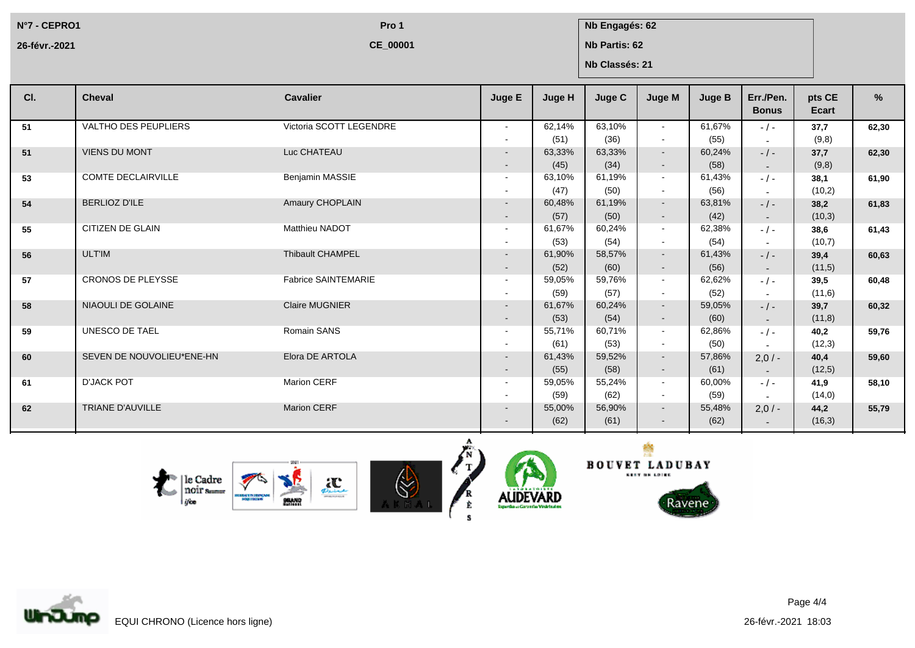**N°7 - CEPRO1** | **Pro 1** | **Nb Engagés: 62**

**26-févr.-2021** | **CE_00001** | **Nb Partis: 62**

**Nb Classés: 21**

| Cl. | Cheval | Cavalier | Juge E | Juge H | Juge C | Juge M | Juge B | Err./Pen. Bonus | pts CE Ecart | % |
|---|---|---|---|---|---|---|---|---|---|---|
| **51** | VALTHO DES PEUPLIERS | Victoria SCOTT LEGENDRE | - - | 62,14% (51) | 63,10% (36) | - - | 61,67% (55) | - / - - | **37,7** (9,8) | **62,30** |
| **51** | VIENS DU MONT | Luc CHATEAU | - - | 63,33% (45) | 63,33% (34) | - - | 60,24% (58) | - / - - | **37,7** (9,8) | **62,30** |
| **53** | COMTE DECLAIRVILLE | Benjamin MASSIE | - - | 63,10% (47) | 61,19% (50) | - - | 61,43% (56) | - / - - | **38,1** (10,2) | **61,90** |
| **54** | BERLIOZ D'ILE | Amaury CHOPLAIN | - - | 60,48% (57) | 61,19% (50) | - - | 63,81% (42) | - / - - | **38,2** (10,3) | **61,83** |
| **55** | CITIZEN DE GLAIN | Matthieu NADOT | - - | 61,67% (53) | 60,24% (54) | - - | 62,38% (54) | - / - - | **38,6** (10,7) | **61,43** |
| **56** | ULT'IM | Thibault CHAMPEL | - - | 61,90% (52) | 58,57% (60) | - - | 61,43% (56) | - / - - | **39,4** (11,5) | **60,63** |
| **57** | CRONOS DE PLEYSSE | Fabrice SAINTEMARIE | - - | 59,05% (59) | 59,76% (57) | - - | 62,62% (52) | - / - - | **39,5** (11,6) | **60,48** |
| **58** | NIAOULI DE GOLAINE | Claire MUGNIER | - - | 61,67% (53) | 60,24% (54) | - - | 59,05% (60) | - / - - | **39,7** (11,8) | **60,32** |
| **59** | UNESCO DE TAEL | Romain SANS | - - | 55,71% (61) | 60,71% (53) | - - | 62,86% (50) | - / - - | **40,2** (12,3) | **59,76** |
| **60** | SEVEN DE NOUVOLIEU*ENE-HN | Elora DE ARTOLA | - - | 61,43% (55) | 59,52% (58) | - - | 57,86% (61) | 2,0 / - - | **40,4** (12,5) | **59,60** |
| **61** | D'JACK POT | Marion CERF | - - | 59,05% (59) | 55,24% (62) | - - | 60,00% (59) | - / - - | **41,9** (14,0) | **58,10** |
| **62** | TRIANE D'AUVILLE | Marion CERF | - - | 55,00% (62) | 56,90% (61) | - - | 55,48% (62) | 2,0 / - - | **44,2** (16,3) | **55,79** |

EQUI CHRONO (Licence hors ligne)

26-févr.-2021 18:03